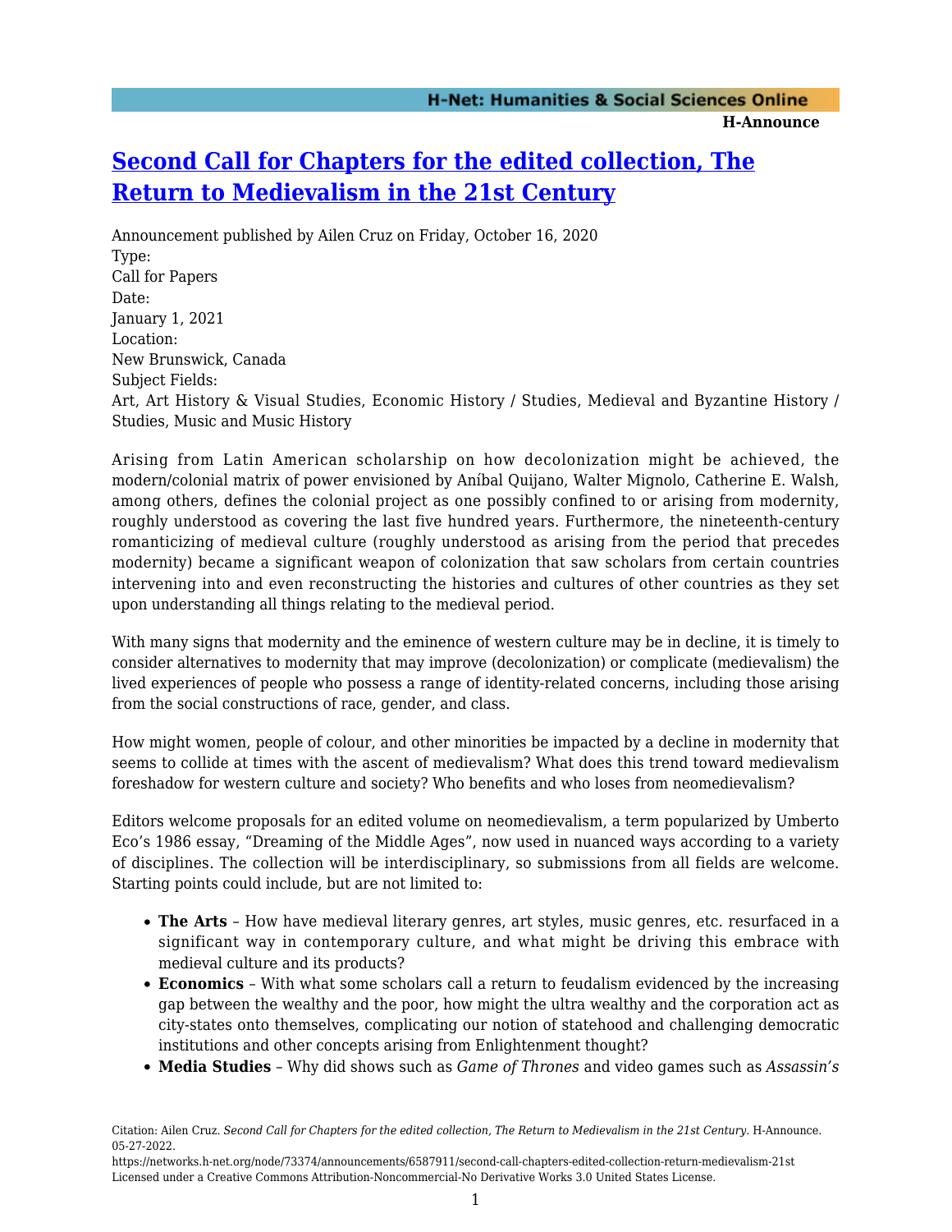# Second Call for Chapters for the edited collection, The Return to Medievalism in the 21st Century

Announcement published by Ailen Cruz on Friday, October 16, 2020

Type:
Call for Papers

Date:
January 1, 2021

Location:
New Brunswick, Canada

Subject Fields:
Art, Art History & Visual Studies, Economic History / Studies, Medieval and Byzantine History / Studies, Music and Music History

Arising from Latin American scholarship on how decolonization might be achieved, the modern/colonial matrix of power envisioned by Aníbal Quijano, Walter Mignolo, Catherine E. Walsh, among others, defines the colonial project as one possibly confined to or arising from modernity, roughly understood as covering the last five hundred years. Furthermore, the nineteenth-century romanticizing of medieval culture (roughly understood as arising from the period that precedes modernity) became a significant weapon of colonization that saw scholars from certain countries intervening into and even reconstructing the histories and cultures of other countries as they set upon understanding all things relating to the medieval period.

With many signs that modernity and the eminence of western culture may be in decline, it is timely to consider alternatives to modernity that may improve (decolonization) or complicate (medievalism) the lived experiences of people who possess a range of identity-related concerns, including those arising from the social constructions of race, gender, and class.

How might women, people of colour, and other minorities be impacted by a decline in modernity that seems to collide at times with the ascent of medievalism? What does this trend toward medievalism foreshadow for western culture and society? Who benefits and who loses from neomedievalism?

Editors welcome proposals for an edited volume on neomedievalism, a term popularized by Umberto Eco's 1986 essay, "Dreaming of the Middle Ages", now used in nuanced ways according to a variety of disciplines. The collection will be interdisciplinary, so submissions from all fields are welcome. Starting points could include, but are not limited to:

- **The Arts** – How have medieval literary genres, art styles, music genres, etc. resurfaced in a significant way in contemporary culture, and what might be driving this embrace with medieval culture and its products?
- **Economics** – With what some scholars call a return to feudalism evidenced by the increasing gap between the wealthy and the poor, how might the ultra wealthy and the corporation act as city-states onto themselves, complicating our notion of statehood and challenging democratic institutions and other concepts arising from Enlightenment thought?
- **Media Studies** – Why did shows such as *Game of Thrones* and video games such as *Assassin's*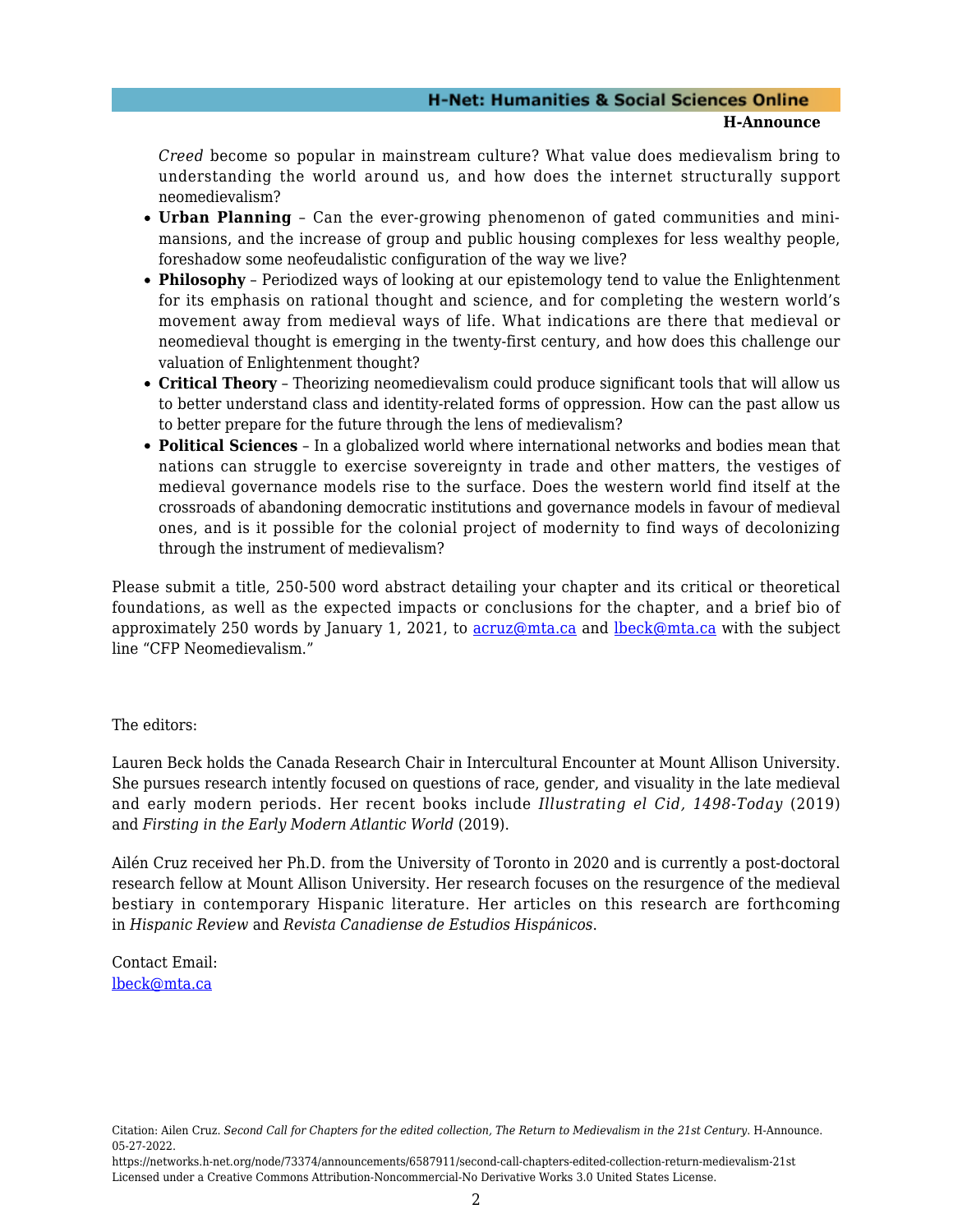*Creed* become so popular in mainstream culture? What value does medievalism bring to understanding the world around us, and how does the internet structurally support neomedievalism?

- **Urban Planning** – Can the ever-growing phenomenon of gated communities and mini-mansions, and the increase of group and public housing complexes for less wealthy people, foreshadow some neofeudalistic configuration of the way we live?
- **Philosophy** – Periodized ways of looking at our epistemology tend to value the Enlightenment for its emphasis on rational thought and science, and for completing the western world's movement away from medieval ways of life. What indications are there that medieval or neomedieval thought is emerging in the twenty-first century, and how does this challenge our valuation of Enlightenment thought?
- **Critical Theory** – Theorizing neomedievalism could produce significant tools that will allow us to better understand class and identity-related forms of oppression. How can the past allow us to better prepare for the future through the lens of medievalism?
- **Political Sciences** – In a globalized world where international networks and bodies mean that nations can struggle to exercise sovereignty in trade and other matters, the vestiges of medieval governance models rise to the surface. Does the western world find itself at the crossroads of abandoning democratic institutions and governance models in favour of medieval ones, and is it possible for the colonial project of modernity to find ways of decolonizing through the instrument of medievalism?

Please submit a title, 250-500 word abstract detailing your chapter and its critical or theoretical foundations, as well as the expected impacts or conclusions for the chapter, and a brief bio of approximately 250 words by January 1, 2021, to acruz@mta.ca and lbeck@mta.ca with the subject line "CFP Neomedievalism."

The editors:

Lauren Beck holds the Canada Research Chair in Intercultural Encounter at Mount Allison University. She pursues research intently focused on questions of race, gender, and visuality in the late medieval and early modern periods. Her recent books include *Illustrating el Cid, 1498-Today* (2019) and *Firsting in the Early Modern Atlantic World* (2019).

Ailén Cruz received her Ph.D. from the University of Toronto in 2020 and is currently a post-doctoral research fellow at Mount Allison University. Her research focuses on the resurgence of the medieval bestiary in contemporary Hispanic literature. Her articles on this research are forthcoming in *Hispanic Review* and *Revista Canadiense de Estudios Hispánicos*.

Contact Email:
lbeck@mta.ca